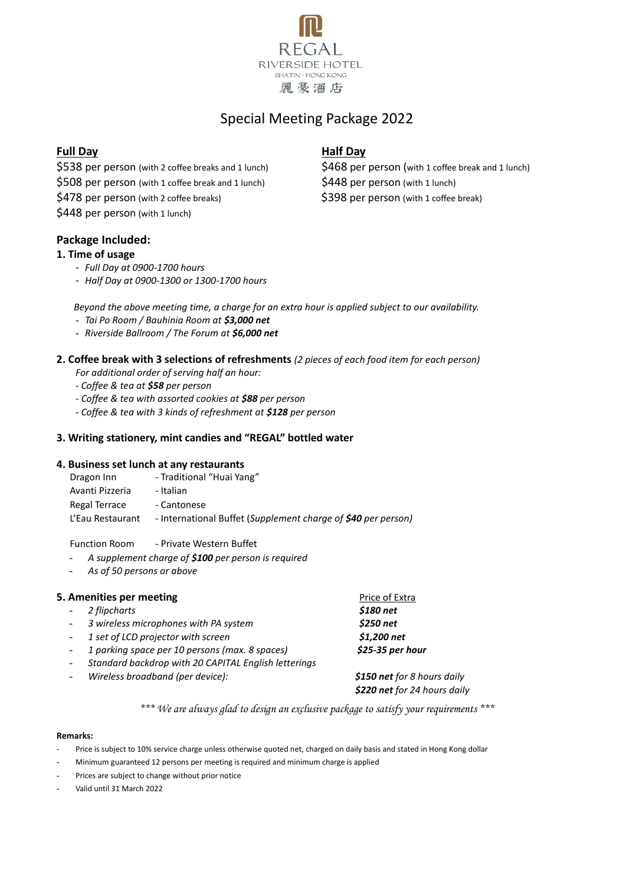REGAL

RIVERSIDE HOTEL

SHATIN · HONG KONG

麗豪酒店

# Special Meeting Package 2022

## Full Day

$538 per person (with 2 coffee breaks and 1 lunch)
$508 per person (with 1 coffee break and 1 lunch)
$478 per person (with 2 coffee breaks)
$448 per person (with 1 lunch)

## Half Day

$468 per person (with 1 coffee break and 1 lunch)
$448 per person (with 1 lunch)
$398 per person (with 1 coffee break)

## Package Included:

### 1. Time of usage

- *Full Day at 0900-1700 hours*
- *Half Day at 0900-1300 or 1300-1700 hours*

*Beyond the above meeting time, a charge for an extra hour is applied subject to our availability.*

- *Tai Po Room / Bauhinia Room at **$3,000 net***
- *Riverside Ballroom / The Forum at **$6,000 net***

### 2. Coffee break with 3 selections of refreshments *(2 pieces of each food item for each person)*

*For additional order of serving half an hour:*

- *Coffee & tea at **$58** per person*
- *Coffee & tea with assorted cookies at **$88** per person*
- *Coffee & tea with 3 kinds of refreshment at **$128** per person*

### 3. Writing stationery, mint candies and "REGAL" bottled water

### 4. Business set lunch at any restaurants

| | |
|---|---|
| Dragon Inn | - Traditional "Huai Yang" |
| Avanti Pizzeria | - Italian |
| Regal Terrace | - Cantonese |
| L'Eau Restaurant | - International Buffet (*Supplement charge of **$40** per person)* |

Function Room - Private Western Buffet

- *A supplement charge of **$100** per person is required*
- *As of 50 persons or above*

### 5. Amenities per meeting

| Amenity | Price of Extra |
|---|---|
| - *2 flipcharts* | ***$180 net*** |
| - *3 wireless microphones with PA system* | ***$250 net*** |
| - *1 set of LCD projector with screen* | ***$1,200 net*** |
| - *1 parking space per 10 persons (max. 8 spaces)* | ***$25-35 per hour*** |
| - *Standard backdrop with 20 CAPITAL English letterings* | |
| - *Wireless broadband (per device):* | ***$150 net** for 8 hours daily*<br>***$220 net** for 24 hours daily* |

*\*\*\* We are always glad to design an exclusive package to satisfy your requirements \*\*\**

**Remarks:**

- Price is subject to 10% service charge unless otherwise quoted net, charged on daily basis and stated in Hong Kong dollar
- Minimum guaranteed 12 persons per meeting is required and minimum charge is applied
- Prices are subject to change without prior notice
- Valid until 31 March 2022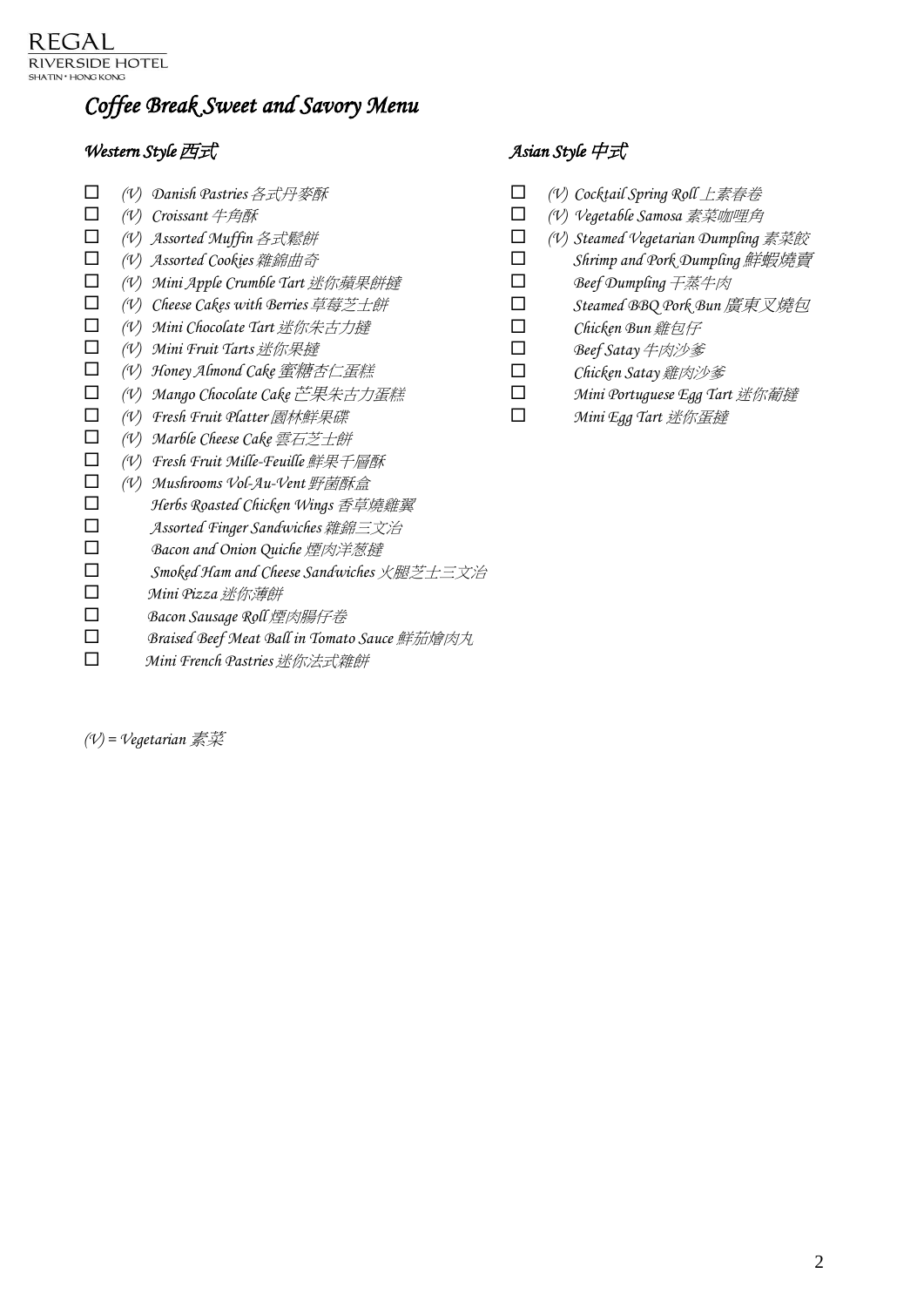REGAL
RIVERSIDE HOTEL
SHATIN • HONG KONG

# *Coffee Break Sweet and Savory Menu*

## *Western Style 西式*

- ☐ *(V) Danish Pastries 各式丹麥酥*
- ☐ *(V) Croissant 牛角酥*
- ☐ *(V) Assorted Muffin 各式鬆餅*
- ☐ *(V) Assorted Cookies 雜錦曲奇*
- ☐ *(V) Mini Apple Crumble Tart 迷你蘋果餅撻*
- ☐ *(V) Cheese Cakes with Berries 草莓芝士餅*
- ☐ *(V) Mini Chocolate Tart 迷你朱古力撻*
- ☐ *(V) Mini Fruit Tarts 迷你果撻*
- ☐ *(V) Honey Almond Cake 蜜糖杏仁蛋糕*
- ☐ *(V) Mango Chocolate Cake 芒果朱古力蛋糕*
- ☐ *(V) Fresh Fruit Platter 園林鮮果碟*
- ☐ *(V) Marble Cheese Cake 雲石芝士餅*
- ☐ *(V) Fresh Fruit Mille-Feuille 鮮果千層酥*
- ☐ *(V) Mushrooms Vol-Au-Vent 野菌酥盒*
- ☐ *Herbs Roasted Chicken Wings 香草燒雞翼*
- ☐ *Assorted Finger Sandwiches 雜錦三文治*
- ☐ *Bacon and Onion Quiche 煙肉洋葱撻*
- ☐ *Smoked Ham and Cheese Sandwiches 火腿芝士三文治*
- ☐ *Mini Pizza 迷你薄餅*
- ☐ *Bacon Sausage Roll 煙肉腸仔卷*
- ☐ *Braised Beef Meat Ball in Tomato Sauce 鮮茄燴肉丸*
- ☐ *Mini French Pastries 迷你法式雜餅*

## *Asian Style 中式*

- ☐ *(V) Cocktail Spring Roll 上素春卷*
- ☐ *(V) Vegetable Samosa 素菜咖喱角*
- ☐ *(V) Steamed Vegetarian Dumpling 素菜餃*
- ☐ *Shrimp and Pork Dumpling 鮮蝦燒賣*
- ☐ *Beef Dumpling 干蒸牛肉*
- ☐ *Steamed BBQ Pork Bun 廣東叉燒包*
- ☐ *Chicken Bun 雞包仔*
- ☐ *Beef Satay 牛肉沙爹*
- ☐ *Chicken Satay 雞肉沙爹*
- ☐ *Mini Portuguese Egg Tart 迷你葡撻*
- ☐ *Mini Egg Tart 迷你蛋撻*

*(V) = Vegetarian 素菜*